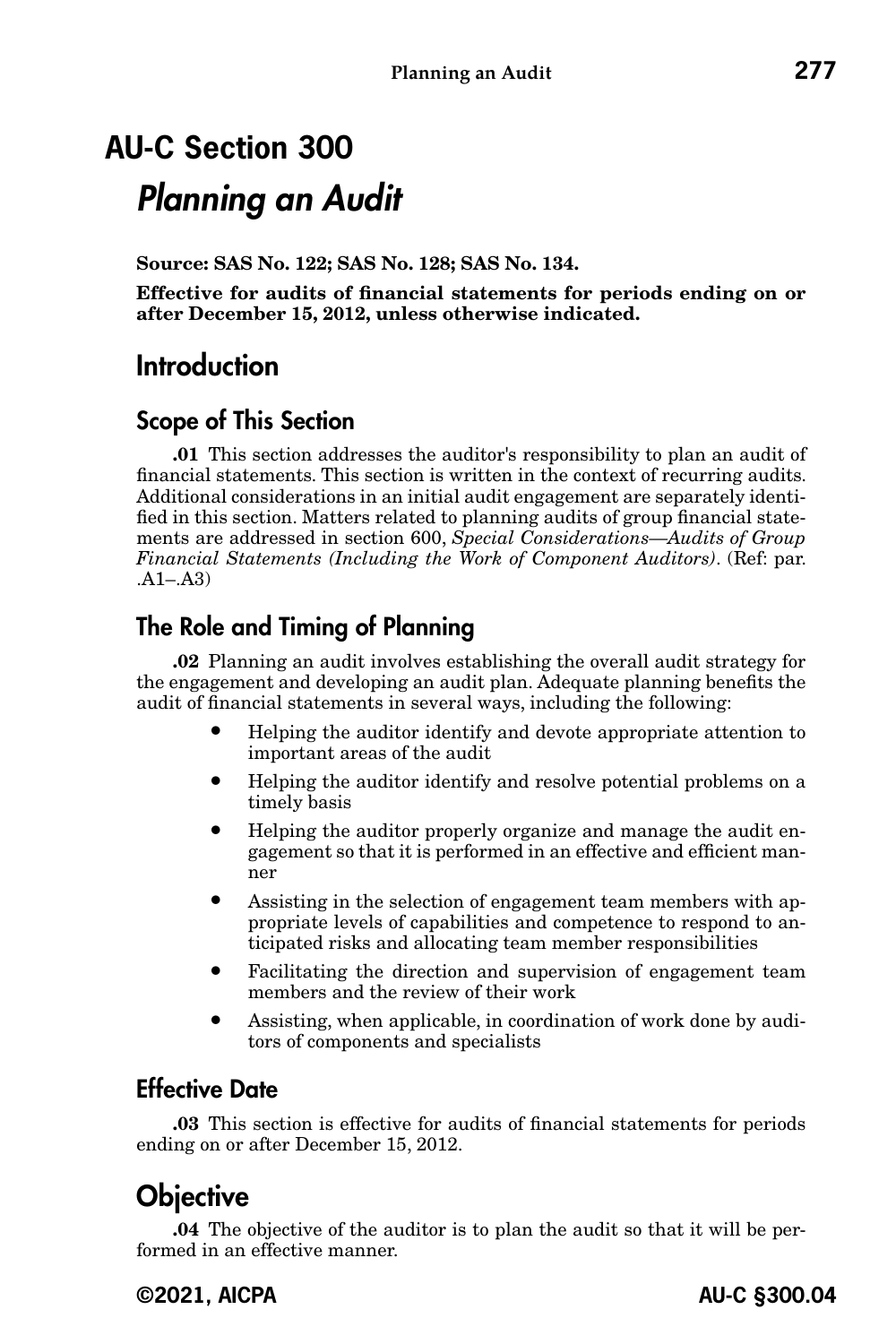# AU-C Section 300

## *Planning an Audit*

**Source: SAS No. 122; SAS No. 128; SAS No. 134.**

**Effective for audits of financial statements for periods ending on or after December 15, 2012, unless otherwise indicated.**

## Introduction

### Scope of This Section

**.01** This section addresses the auditor's responsibility to plan an audit of financial statements. This section is written in the context of recurring audits. Additional considerations in an initial audit engagement are separately identified in this section. Matters related to planning audits of group financial statements are addressed in section 600, *Special Considerations—Audits of Group Financial Statements (Including the Work of Component Auditors)*. (Ref: par. .A1–.A3)

### The Role and Timing of Planning

**.02** Planning an audit involves establishing the overall audit strategy for the engagement and developing an audit plan. Adequate planning benefits the audit of financial statements in several ways, including the following:

- Helping the auditor identify and devote appropriate attention to important areas of the audit
- Helping the auditor identify and resolve potential problems on a timely basis
- Helping the auditor properly organize and manage the audit engagement so that it is performed in an effective and efficient manner
- Assisting in the selection of engagement team members with appropriate levels of capabilities and competence to respond to anticipated risks and allocating team member responsibilities
- Facilitating the direction and supervision of engagement team members and the review of their work
- Assisting, when applicable, in coordination of work done by auditors of components and specialists

### Effective Date

**.03** This section is effective for audits of financial statements for periods ending on or after December 15, 2012.

## Objective

**.04** The objective of the auditor is to plan the audit so that it will be performed in an effective manner.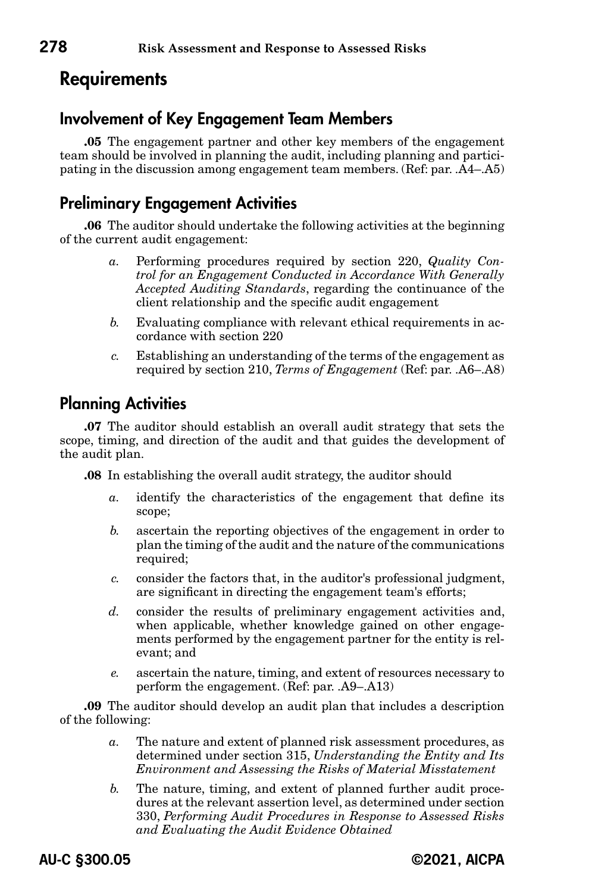## Requirements

### Involvement of Key Engagement Team Members

**.05** The engagement partner and other key members of the engagement team should be involved in planning the audit, including planning and participating in the discussion among engagement team members. (Ref: par. .A4–.A5)

### Preliminary Engagement Activities

**.06** The auditor should undertake the following activities at the beginning of the current audit engagement:

*a.* Performing procedures required by section 220, *Quality Control for an Engagement Conducted in Accordance With Generally Accepted Auditing Standards*, regarding the continuance of the client relationship and the specific audit engagement

*b.* Evaluating compliance with relevant ethical requirements in accordance with section 220

*c.* Establishing an understanding of the terms of the engagement as required by section 210, *Terms of Engagement* (Ref: par. .A6–.A8)

### Planning Activities

**.07** The auditor should establish an overall audit strategy that sets the scope, timing, and direction of the audit and that guides the development of the audit plan.

**.08** In establishing the overall audit strategy, the auditor should

*a.* identify the characteristics of the engagement that define its scope;

*b.* ascertain the reporting objectives of the engagement in order to plan the timing of the audit and the nature of the communications required;

*c.* consider the factors that, in the auditor's professional judgment, are significant in directing the engagement team's efforts;

*d.* consider the results of preliminary engagement activities and, when applicable, whether knowledge gained on other engagements performed by the engagement partner for the entity is relevant; and

*e.* ascertain the nature, timing, and extent of resources necessary to perform the engagement. (Ref: par. .A9–.A13)

**.09** The auditor should develop an audit plan that includes a description of the following:

*a.* The nature and extent of planned risk assessment procedures, as determined under section 315, *Understanding the Entity and Its Environment and Assessing the Risks of Material Misstatement*

*b.* The nature, timing, and extent of planned further audit procedures at the relevant assertion level, as determined under section 330, *Performing Audit Procedures in Response to Assessed Risks and Evaluating the Audit Evidence Obtained*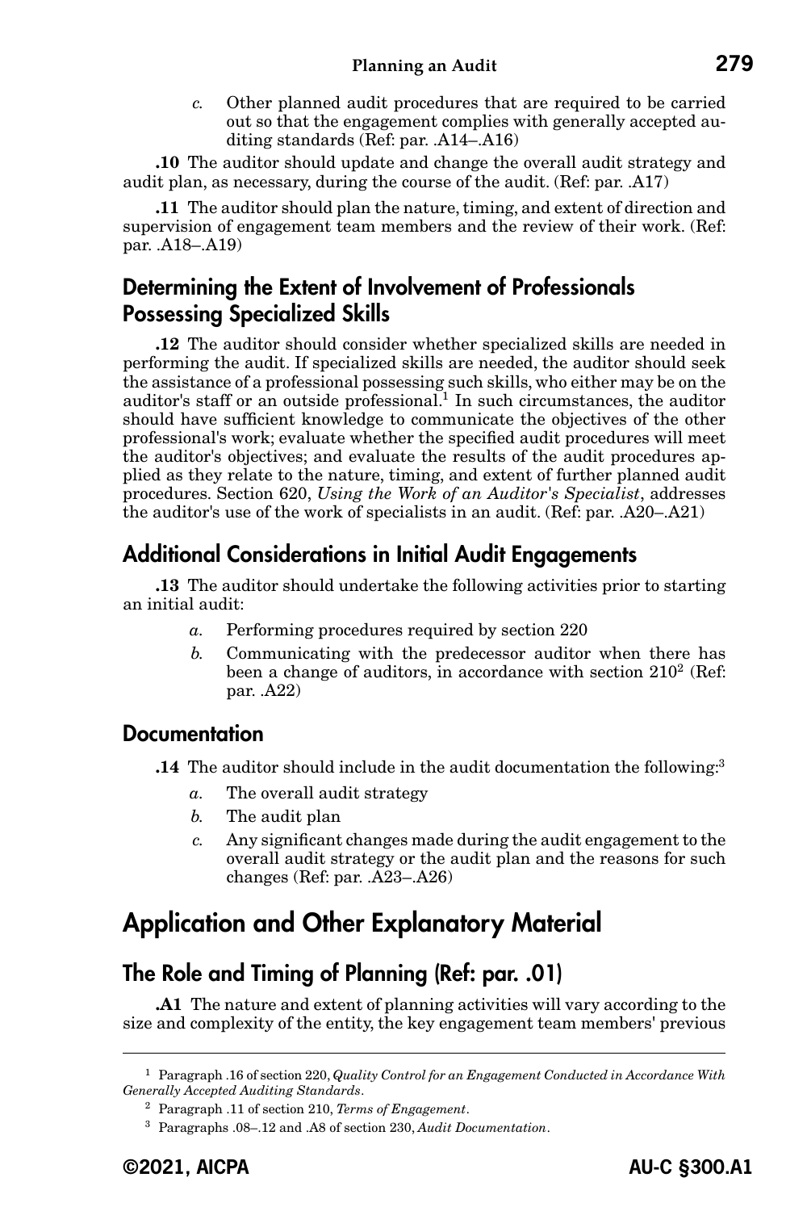*c.* Other planned audit procedures that are required to be carried out so that the engagement complies with generally accepted auditing standards (Ref: par. .A14–.A16)

**.10** The auditor should update and change the overall audit strategy and audit plan, as necessary, during the course of the audit. (Ref: par. .A17)

**.11** The auditor should plan the nature, timing, and extent of direction and supervision of engagement team members and the review of their work. (Ref: par. .A18–.A19)

## Determining the Extent of Involvement of Professionals Possessing Specialized Skills

**.12** The auditor should consider whether specialized skills are needed in performing the audit. If specialized skills are needed, the auditor should seek the assistance of a professional possessing such skills, who either may be on the auditor's staff or an outside professional.[1] In such circumstances, the auditor should have sufficient knowledge to communicate the objectives of the other professional's work; evaluate whether the specified audit procedures will meet the auditor's objectives; and evaluate the results of the audit procedures applied as they relate to the nature, timing, and extent of further planned audit procedures. Section 620, *Using the Work of an Auditor's Specialist*, addresses the auditor's use of the work of specialists in an audit. (Ref: par. .A20–.A21)

## Additional Considerations in Initial Audit Engagements

**.13** The auditor should undertake the following activities prior to starting an initial audit:

*a.* Performing procedures required by section 220

*b.* Communicating with the predecessor auditor when there has been a change of auditors, in accordance with section 210[2] (Ref: par. .A22)

## Documentation

**.14** The auditor should include in the audit documentation the following:[3]

*a.* The overall audit strategy

*b.* The audit plan

*c.* Any significant changes made during the audit engagement to the overall audit strategy or the audit plan and the reasons for such changes (Ref: par. .A23–.A26)

# Application and Other Explanatory Material

## The Role and Timing of Planning (Ref: par. .01)

**.A1** The nature and extent of planning activities will vary according to the size and complexity of the entity, the key engagement team members' previous

---

[1] Paragraph .16 of section 220, *Quality Control for an Engagement Conducted in Accordance With Generally Accepted Auditing Standards*.

[2] Paragraph .11 of section 210, *Terms of Engagement*.

[3] Paragraphs .08–.12 and .A8 of section 230, *Audit Documentation*.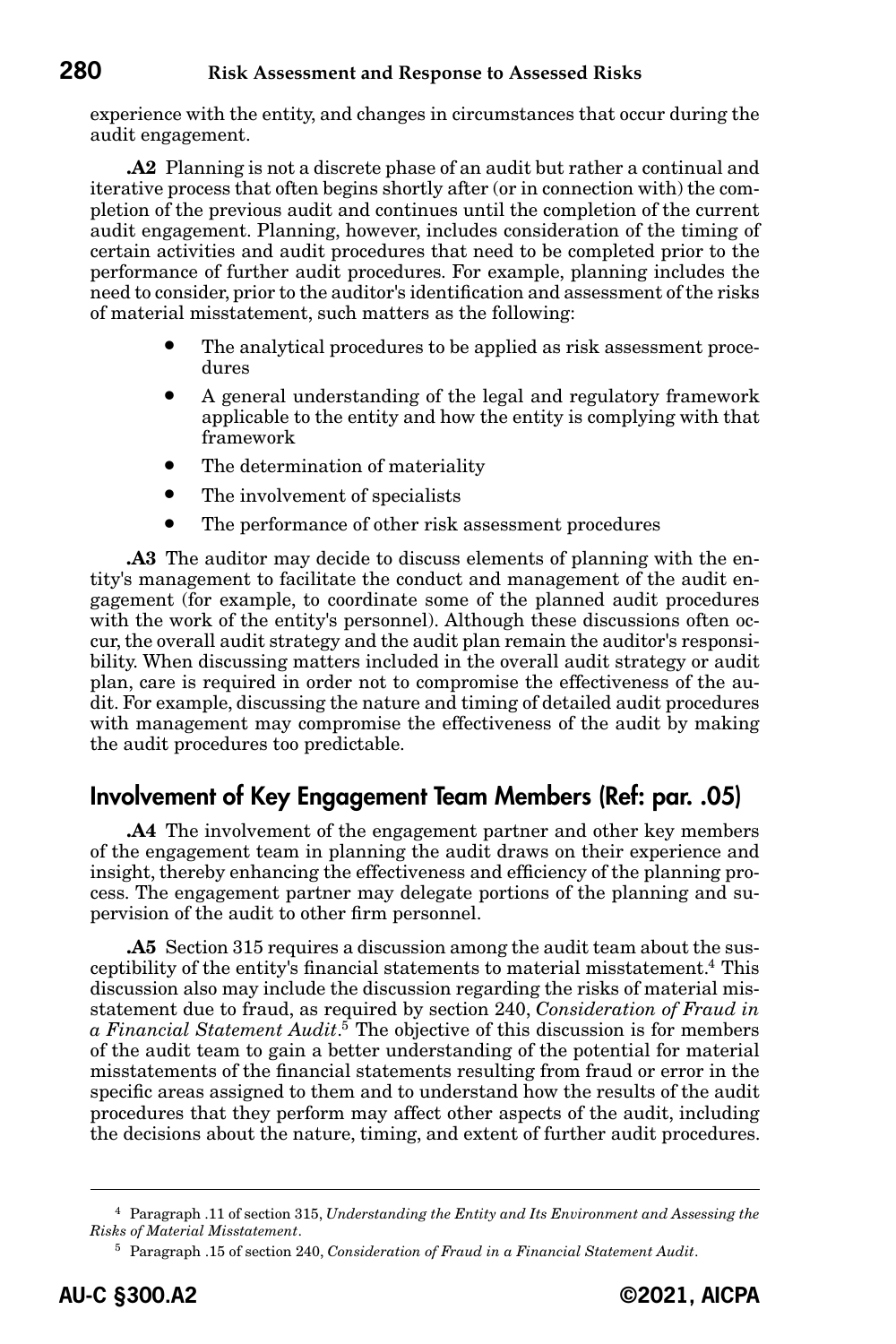experience with the entity, and changes in circumstances that occur during the audit engagement.

**.A2** Planning is not a discrete phase of an audit but rather a continual and iterative process that often begins shortly after (or in connection with) the completion of the previous audit and continues until the completion of the current audit engagement. Planning, however, includes consideration of the timing of certain activities and audit procedures that need to be completed prior to the performance of further audit procedures. For example, planning includes the need to consider, prior to the auditor's identification and assessment of the risks of material misstatement, such matters as the following:

- The analytical procedures to be applied as risk assessment procedures
- A general understanding of the legal and regulatory framework applicable to the entity and how the entity is complying with that framework
- The determination of materiality
- The involvement of specialists
- The performance of other risk assessment procedures

**.A3** The auditor may decide to discuss elements of planning with the entity's management to facilitate the conduct and management of the audit engagement (for example, to coordinate some of the planned audit procedures with the work of the entity's personnel). Although these discussions often occur, the overall audit strategy and the audit plan remain the auditor's responsibility. When discussing matters included in the overall audit strategy or audit plan, care is required in order not to compromise the effectiveness of the audit. For example, discussing the nature and timing of detailed audit procedures with management may compromise the effectiveness of the audit by making the audit procedures too predictable.

## Involvement of Key Engagement Team Members (Ref: par. .05)

**.A4** The involvement of the engagement partner and other key members of the engagement team in planning the audit draws on their experience and insight, thereby enhancing the effectiveness and efficiency of the planning process. The engagement partner may delegate portions of the planning and supervision of the audit to other firm personnel.

**.A5** Section 315 requires a discussion among the audit team about the susceptibility of the entity's financial statements to material misstatement.[4] This discussion also may include the discussion regarding the risks of material misstatement due to fraud, as required by section 240, *Consideration of Fraud in a Financial Statement Audit*.[5] The objective of this discussion is for members of the audit team to gain a better understanding of the potential for material misstatements of the financial statements resulting from fraud or error in the specific areas assigned to them and to understand how the results of the audit procedures that they perform may affect other aspects of the audit, including the decisions about the nature, timing, and extent of further audit procedures.

---

[4] Paragraph .11 of section 315, *Understanding the Entity and Its Environment and Assessing the Risks of Material Misstatement*.

[5] Paragraph .15 of section 240, *Consideration of Fraud in a Financial Statement Audit*.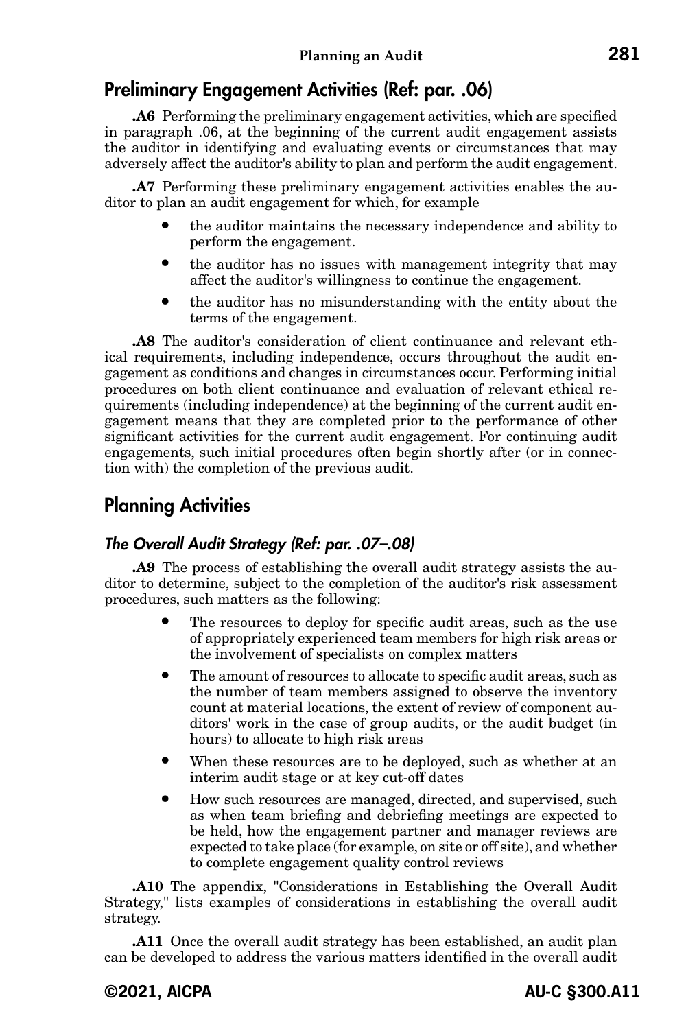## Preliminary Engagement Activities (Ref: par. .06)

**.A6** Performing the preliminary engagement activities, which are specified in paragraph .06, at the beginning of the current audit engagement assists the auditor in identifying and evaluating events or circumstances that may adversely affect the auditor's ability to plan and perform the audit engagement.

**.A7** Performing these preliminary engagement activities enables the auditor to plan an audit engagement for which, for example

- the auditor maintains the necessary independence and ability to perform the engagement.
- the auditor has no issues with management integrity that may affect the auditor's willingness to continue the engagement.
- the auditor has no misunderstanding with the entity about the terms of the engagement.

**.A8** The auditor's consideration of client continuance and relevant ethical requirements, including independence, occurs throughout the audit engagement as conditions and changes in circumstances occur. Performing initial procedures on both client continuance and evaluation of relevant ethical requirements (including independence) at the beginning of the current audit engagement means that they are completed prior to the performance of other significant activities for the current audit engagement. For continuing audit engagements, such initial procedures often begin shortly after (or in connection with) the completion of the previous audit.

## Planning Activities

### *The Overall Audit Strategy (Ref: par. .07–.08)*

**.A9** The process of establishing the overall audit strategy assists the auditor to determine, subject to the completion of the auditor's risk assessment procedures, such matters as the following:

- The resources to deploy for specific audit areas, such as the use of appropriately experienced team members for high risk areas or the involvement of specialists on complex matters
- The amount of resources to allocate to specific audit areas, such as the number of team members assigned to observe the inventory count at material locations, the extent of review of component auditors' work in the case of group audits, or the audit budget (in hours) to allocate to high risk areas
- When these resources are to be deployed, such as whether at an interim audit stage or at key cut-off dates
- How such resources are managed, directed, and supervised, such as when team briefing and debriefing meetings are expected to be held, how the engagement partner and manager reviews are expected to take place (for example, on site or off site), and whether to complete engagement quality control reviews

**.A10** The appendix, "Considerations in Establishing the Overall Audit Strategy," lists examples of considerations in establishing the overall audit strategy.

**.A11** Once the overall audit strategy has been established, an audit plan can be developed to address the various matters identified in the overall audit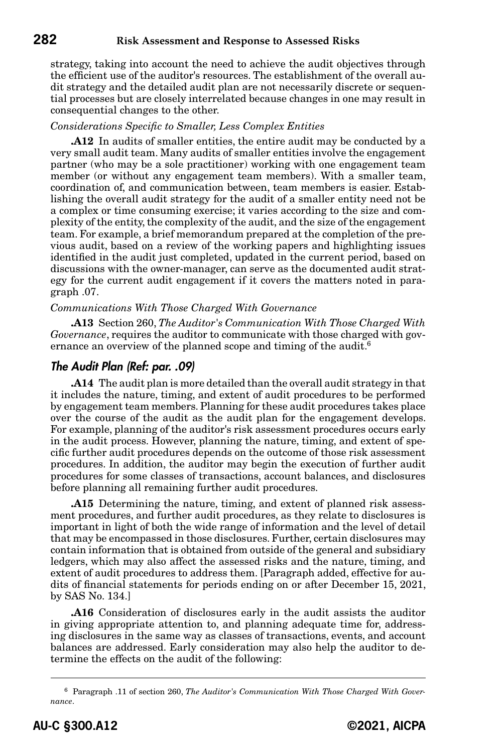strategy, taking into account the need to achieve the audit objectives through the efficient use of the auditor's resources. The establishment of the overall audit strategy and the detailed audit plan are not necessarily discrete or sequential processes but are closely interrelated because changes in one may result in consequential changes to the other.

*Considerations Specific to Smaller, Less Complex Entities*

**.A12** In audits of smaller entities, the entire audit may be conducted by a very small audit team. Many audits of smaller entities involve the engagement partner (who may be a sole practitioner) working with one engagement team member (or without any engagement team members). With a smaller team, coordination of, and communication between, team members is easier. Establishing the overall audit strategy for the audit of a smaller entity need not be a complex or time consuming exercise; it varies according to the size and complexity of the entity, the complexity of the audit, and the size of the engagement team. For example, a brief memorandum prepared at the completion of the previous audit, based on a review of the working papers and highlighting issues identified in the audit just completed, updated in the current period, based on discussions with the owner-manager, can serve as the documented audit strategy for the current audit engagement if it covers the matters noted in paragraph .07.

*Communications With Those Charged With Governance*

**.A13** Section 260, *The Auditor's Communication With Those Charged With Governance*, requires the auditor to communicate with those charged with governance an overview of the planned scope and timing of the audit.[6]

### *The Audit Plan (Ref: par. .09)*

**.A14** The audit plan is more detailed than the overall audit strategy in that it includes the nature, timing, and extent of audit procedures to be performed by engagement team members. Planning for these audit procedures takes place over the course of the audit as the audit plan for the engagement develops. For example, planning of the auditor's risk assessment procedures occurs early in the audit process. However, planning the nature, timing, and extent of specific further audit procedures depends on the outcome of those risk assessment procedures. In addition, the auditor may begin the execution of further audit procedures for some classes of transactions, account balances, and disclosures before planning all remaining further audit procedures.

**.A15** Determining the nature, timing, and extent of planned risk assessment procedures, and further audit procedures, as they relate to disclosures is important in light of both the wide range of information and the level of detail that may be encompassed in those disclosures. Further, certain disclosures may contain information that is obtained from outside of the general and subsidiary ledgers, which may also affect the assessed risks and the nature, timing, and extent of audit procedures to address them. [Paragraph added, effective for audits of financial statements for periods ending on or after December 15, 2021, by SAS No. 134.]

**.A16** Consideration of disclosures early in the audit assists the auditor in giving appropriate attention to, and planning adequate time for, addressing disclosures in the same way as classes of transactions, events, and account balances are addressed. Early consideration may also help the auditor to determine the effects on the audit of the following:

---

[6] Paragraph .11 of section 260, *The Auditor's Communication With Those Charged With Governance*.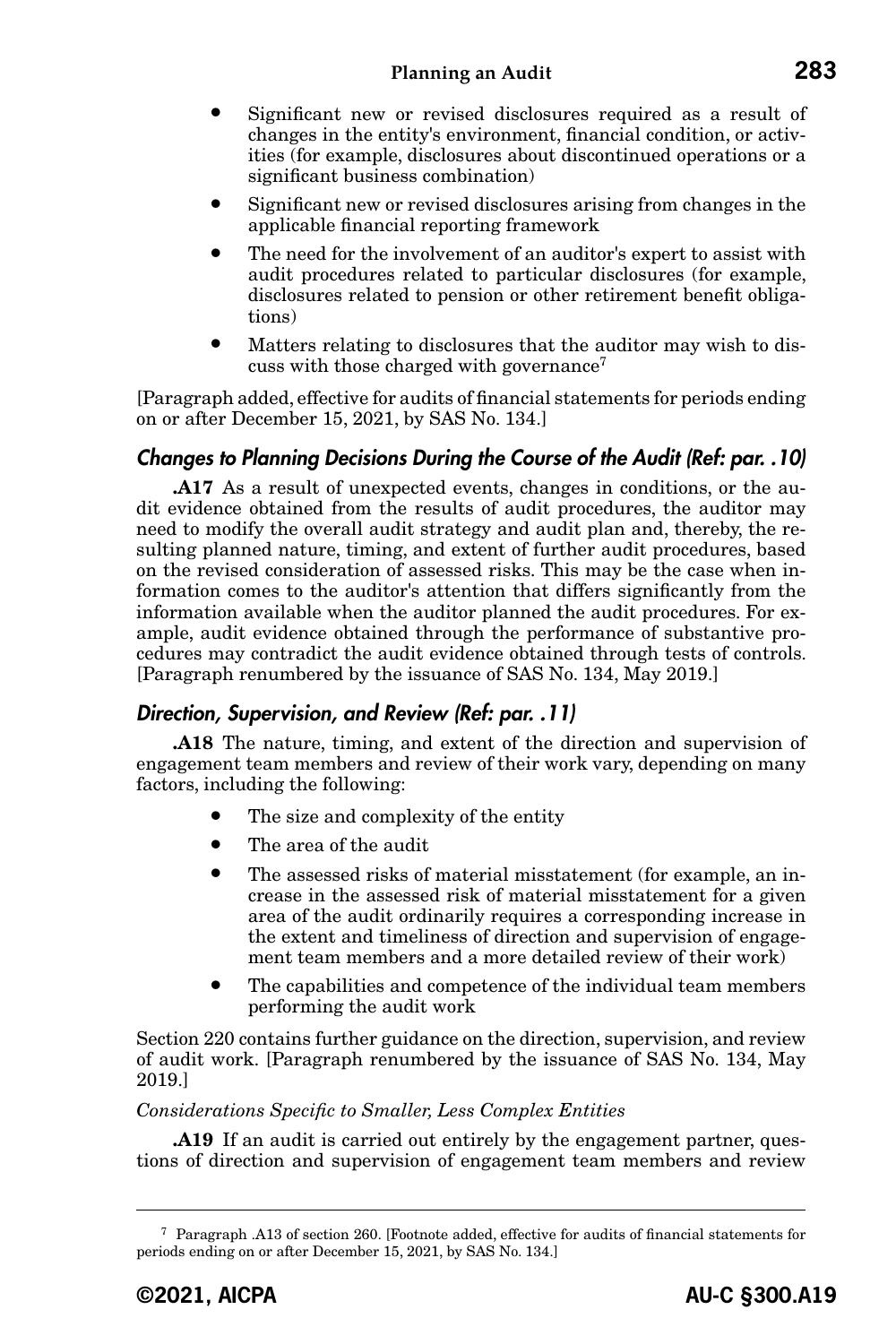- Significant new or revised disclosures required as a result of changes in the entity's environment, financial condition, or activities (for example, disclosures about discontinued operations or a significant business combination)
- Significant new or revised disclosures arising from changes in the applicable financial reporting framework
- The need for the involvement of an auditor's expert to assist with audit procedures related to particular disclosures (for example, disclosures related to pension or other retirement benefit obligations)
- Matters relating to disclosures that the auditor may wish to discuss with those charged with governance[7]

[Paragraph added, effective for audits of financial statements for periods ending on or after December 15, 2021, by SAS No. 134.]

### *Changes to Planning Decisions During the Course of the Audit (Ref: par. .10)*

**.A17** As a result of unexpected events, changes in conditions, or the audit evidence obtained from the results of audit procedures, the auditor may need to modify the overall audit strategy and audit plan and, thereby, the resulting planned nature, timing, and extent of further audit procedures, based on the revised consideration of assessed risks. This may be the case when information comes to the auditor's attention that differs significantly from the information available when the auditor planned the audit procedures. For example, audit evidence obtained through the performance of substantive procedures may contradict the audit evidence obtained through tests of controls. [Paragraph renumbered by the issuance of SAS No. 134, May 2019.]

### *Direction, Supervision, and Review (Ref: par. .11)*

**.A18** The nature, timing, and extent of the direction and supervision of engagement team members and review of their work vary, depending on many factors, including the following:

- The size and complexity of the entity
- The area of the audit
- The assessed risks of material misstatement (for example, an increase in the assessed risk of material misstatement for a given area of the audit ordinarily requires a corresponding increase in the extent and timeliness of direction and supervision of engagement team members and a more detailed review of their work)
- The capabilities and competence of the individual team members performing the audit work

Section 220 contains further guidance on the direction, supervision, and review of audit work. [Paragraph renumbered by the issuance of SAS No. 134, May 2019.]

*Considerations Specific to Smaller, Less Complex Entities*

**.A19** If an audit is carried out entirely by the engagement partner, questions of direction and supervision of engagement team members and review

---

[7] Paragraph .A13 of section 260. [Footnote added, effective for audits of financial statements for periods ending on or after December 15, 2021, by SAS No. 134.]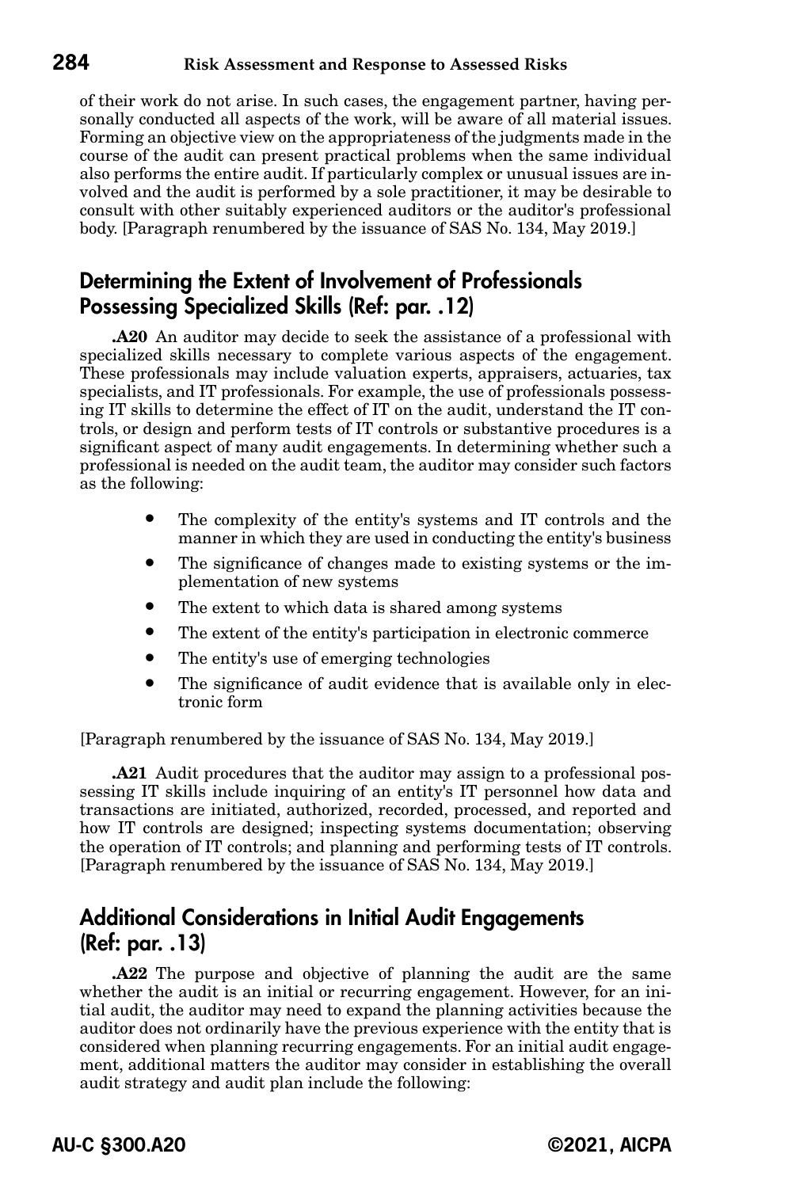of their work do not arise. In such cases, the engagement partner, having personally conducted all aspects of the work, will be aware of all material issues. Forming an objective view on the appropriateness of the judgments made in the course of the audit can present practical problems when the same individual also performs the entire audit. If particularly complex or unusual issues are involved and the audit is performed by a sole practitioner, it may be desirable to consult with other suitably experienced auditors or the auditor's professional body. [Paragraph renumbered by the issuance of SAS No. 134, May 2019.]

## Determining the Extent of Involvement of Professionals Possessing Specialized Skills (Ref: par. .12)

**.A20** An auditor may decide to seek the assistance of a professional with specialized skills necessary to complete various aspects of the engagement. These professionals may include valuation experts, appraisers, actuaries, tax specialists, and IT professionals. For example, the use of professionals possessing IT skills to determine the effect of IT on the audit, understand the IT controls, or design and perform tests of IT controls or substantive procedures is a significant aspect of many audit engagements. In determining whether such a professional is needed on the audit team, the auditor may consider such factors as the following:

- The complexity of the entity's systems and IT controls and the manner in which they are used in conducting the entity's business
- The significance of changes made to existing systems or the implementation of new systems
- The extent to which data is shared among systems
- The extent of the entity's participation in electronic commerce
- The entity's use of emerging technologies
- The significance of audit evidence that is available only in electronic form

[Paragraph renumbered by the issuance of SAS No. 134, May 2019.]

**.A21** Audit procedures that the auditor may assign to a professional possessing IT skills include inquiring of an entity's IT personnel how data and transactions are initiated, authorized, recorded, processed, and reported and how IT controls are designed; inspecting systems documentation; observing the operation of IT controls; and planning and performing tests of IT controls. [Paragraph renumbered by the issuance of SAS No. 134, May 2019.]

## Additional Considerations in Initial Audit Engagements (Ref: par. .13)

**.A22** The purpose and objective of planning the audit are the same whether the audit is an initial or recurring engagement. However, for an initial audit, the auditor may need to expand the planning activities because the auditor does not ordinarily have the previous experience with the entity that is considered when planning recurring engagements. For an initial audit engagement, additional matters the auditor may consider in establishing the overall audit strategy and audit plan include the following: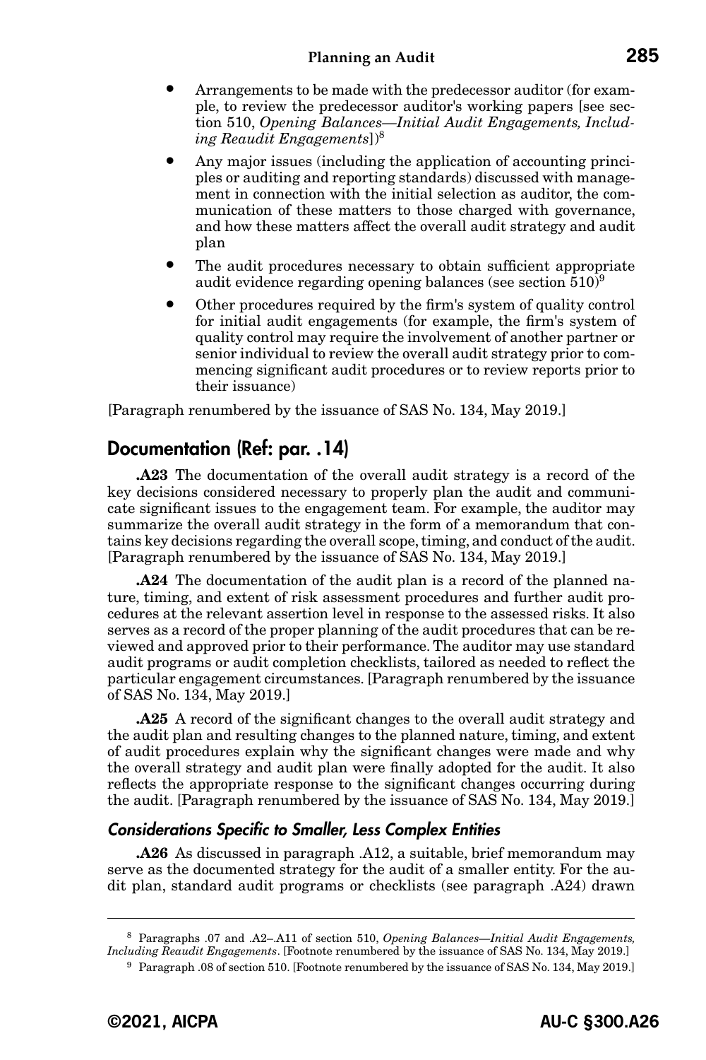- Arrangements to be made with the predecessor auditor (for example, to review the predecessor auditor's working papers [see section 510, *Opening Balances—Initial Audit Engagements, Including Reaudit Engagements*])[8]
- Any major issues (including the application of accounting principles or auditing and reporting standards) discussed with management in connection with the initial selection as auditor, the communication of these matters to those charged with governance, and how these matters affect the overall audit strategy and audit plan
- The audit procedures necessary to obtain sufficient appropriate audit evidence regarding opening balances (see section 510)[9]
- Other procedures required by the firm's system of quality control for initial audit engagements (for example, the firm's system of quality control may require the involvement of another partner or senior individual to review the overall audit strategy prior to commencing significant audit procedures or to review reports prior to their issuance)

[Paragraph renumbered by the issuance of SAS No. 134, May 2019.]

## Documentation (Ref: par. .14)

**.A23** The documentation of the overall audit strategy is a record of the key decisions considered necessary to properly plan the audit and communicate significant issues to the engagement team. For example, the auditor may summarize the overall audit strategy in the form of a memorandum that contains key decisions regarding the overall scope, timing, and conduct of the audit. [Paragraph renumbered by the issuance of SAS No. 134, May 2019.]

**.A24** The documentation of the audit plan is a record of the planned nature, timing, and extent of risk assessment procedures and further audit procedures at the relevant assertion level in response to the assessed risks. It also serves as a record of the proper planning of the audit procedures that can be reviewed and approved prior to their performance. The auditor may use standard audit programs or audit completion checklists, tailored as needed to reflect the particular engagement circumstances. [Paragraph renumbered by the issuance of SAS No. 134, May 2019.]

**.A25** A record of the significant changes to the overall audit strategy and the audit plan and resulting changes to the planned nature, timing, and extent of audit procedures explain why the significant changes were made and why the overall strategy and audit plan were finally adopted for the audit. It also reflects the appropriate response to the significant changes occurring during the audit. [Paragraph renumbered by the issuance of SAS No. 134, May 2019.]

### *Considerations Specific to Smaller, Less Complex Entities*

**.A26** As discussed in paragraph .A12, a suitable, brief memorandum may serve as the documented strategy for the audit of a smaller entity. For the audit plan, standard audit programs or checklists (see paragraph .A24) drawn

---

[8] Paragraphs .07 and .A2–.A11 of section 510, *Opening Balances—Initial Audit Engagements, Including Reaudit Engagements*. [Footnote renumbered by the issuance of SAS No. 134, May 2019.]

[9] Paragraph .08 of section 510. [Footnote renumbered by the issuance of SAS No. 134, May 2019.]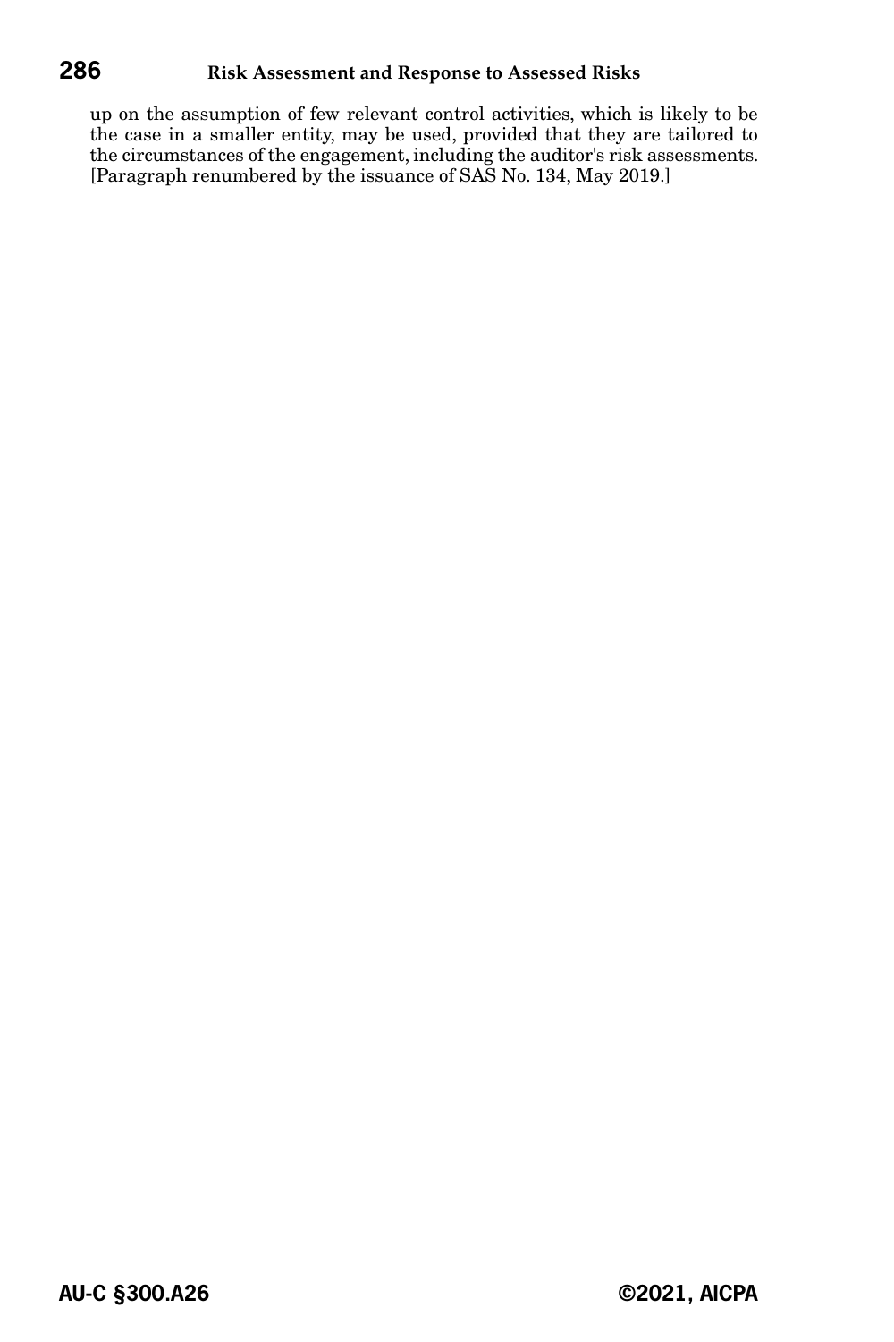up on the assumption of few relevant control activities, which is likely to be the case in a smaller entity, may be used, provided that they are tailored to the circumstances of the engagement, including the auditor's risk assessments. [Paragraph renumbered by the issuance of SAS No. 134, May 2019.]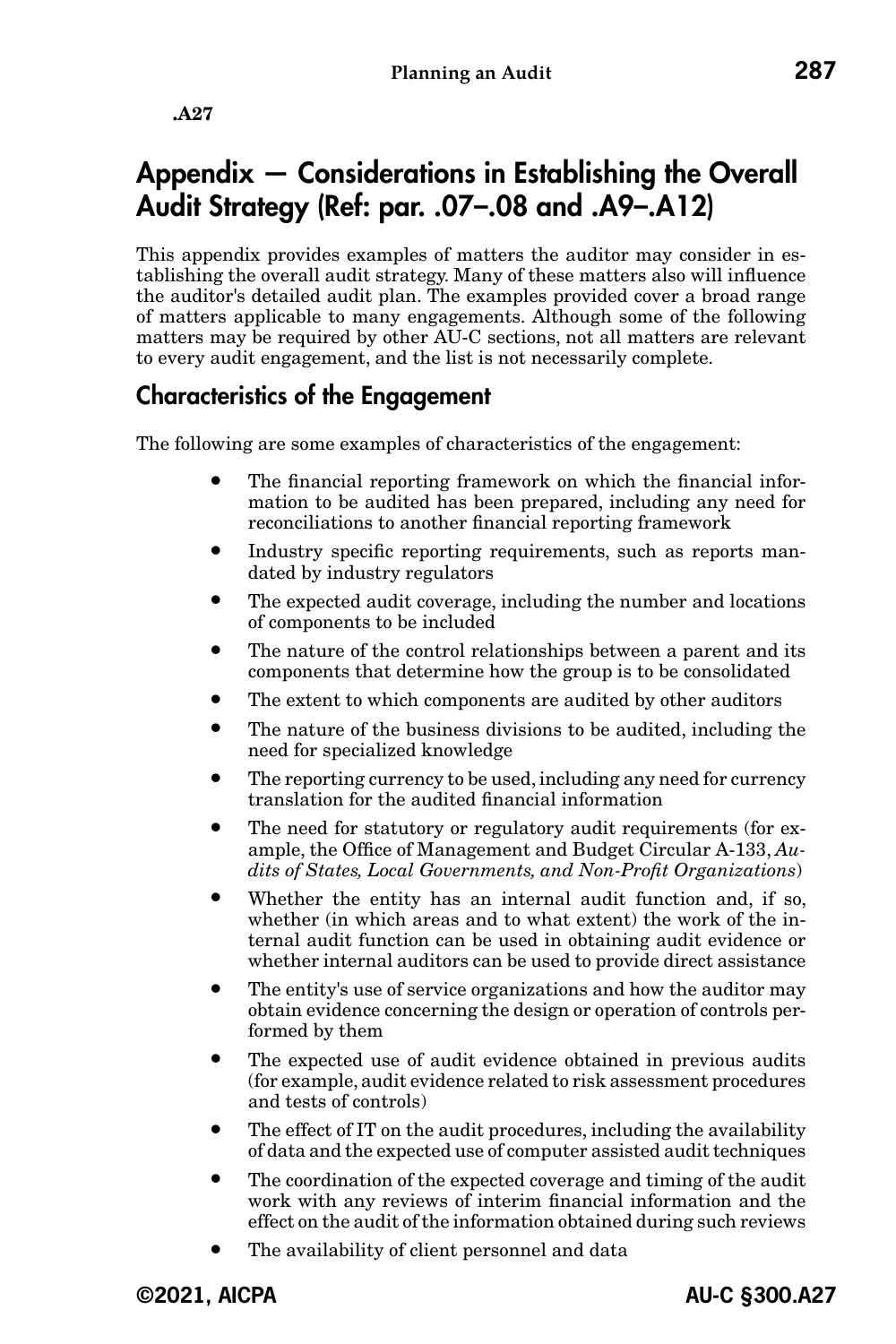**.A27**

# Appendix — Considerations in Establishing the Overall Audit Strategy (Ref: par. .07–.08 and .A9–.A12)

This appendix provides examples of matters the auditor may consider in establishing the overall audit strategy. Many of these matters also will influence the auditor's detailed audit plan. The examples provided cover a broad range of matters applicable to many engagements. Although some of the following matters may be required by other AU-C sections, not all matters are relevant to every audit engagement, and the list is not necessarily complete.

## Characteristics of the Engagement

The following are some examples of characteristics of the engagement:

- The financial reporting framework on which the financial information to be audited has been prepared, including any need for reconciliations to another financial reporting framework
- Industry specific reporting requirements, such as reports mandated by industry regulators
- The expected audit coverage, including the number and locations of components to be included
- The nature of the control relationships between a parent and its components that determine how the group is to be consolidated
- The extent to which components are audited by other auditors
- The nature of the business divisions to be audited, including the need for specialized knowledge
- The reporting currency to be used, including any need for currency translation for the audited financial information
- The need for statutory or regulatory audit requirements (for example, the Office of Management and Budget Circular A-133, *Audits of States, Local Governments, and Non-Profit Organizations*)
- Whether the entity has an internal audit function and, if so, whether (in which areas and to what extent) the work of the internal audit function can be used in obtaining audit evidence or whether internal auditors can be used to provide direct assistance
- The entity's use of service organizations and how the auditor may obtain evidence concerning the design or operation of controls performed by them
- The expected use of audit evidence obtained in previous audits (for example, audit evidence related to risk assessment procedures and tests of controls)
- The effect of IT on the audit procedures, including the availability of data and the expected use of computer assisted audit techniques
- The coordination of the expected coverage and timing of the audit work with any reviews of interim financial information and the effect on the audit of the information obtained during such reviews
- The availability of client personnel and data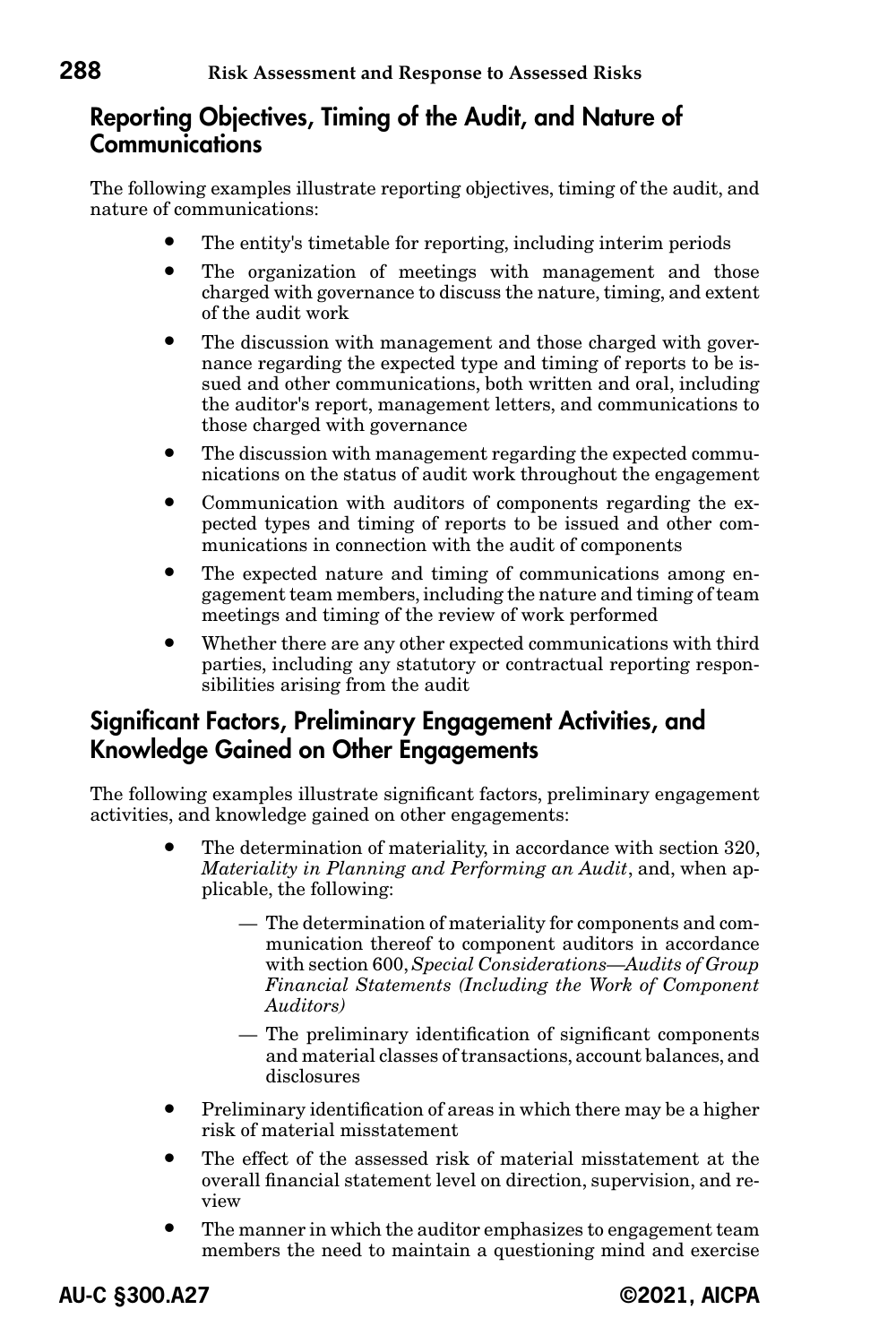## Reporting Objectives, Timing of the Audit, and Nature of Communications

The following examples illustrate reporting objectives, timing of the audit, and nature of communications:

- The entity's timetable for reporting, including interim periods
- The organization of meetings with management and those charged with governance to discuss the nature, timing, and extent of the audit work
- The discussion with management and those charged with governance regarding the expected type and timing of reports to be issued and other communications, both written and oral, including the auditor's report, management letters, and communications to those charged with governance
- The discussion with management regarding the expected communications on the status of audit work throughout the engagement
- Communication with auditors of components regarding the expected types and timing of reports to be issued and other communications in connection with the audit of components
- The expected nature and timing of communications among engagement team members, including the nature and timing of team meetings and timing of the review of work performed
- Whether there are any other expected communications with third parties, including any statutory or contractual reporting responsibilities arising from the audit

## Significant Factors, Preliminary Engagement Activities, and Knowledge Gained on Other Engagements

The following examples illustrate significant factors, preliminary engagement activities, and knowledge gained on other engagements:

- The determination of materiality, in accordance with section 320, *Materiality in Planning and Performing an Audit*, and, when applicable, the following:
  - — The determination of materiality for components and communication thereof to component auditors in accordance with section 600, *Special Considerations—Audits of Group Financial Statements (Including the Work of Component Auditors)*
  - — The preliminary identification of significant components and material classes of transactions, account balances, and disclosures
- Preliminary identification of areas in which there may be a higher risk of material misstatement
- The effect of the assessed risk of material misstatement at the overall financial statement level on direction, supervision, and review
- The manner in which the auditor emphasizes to engagement team members the need to maintain a questioning mind and exercise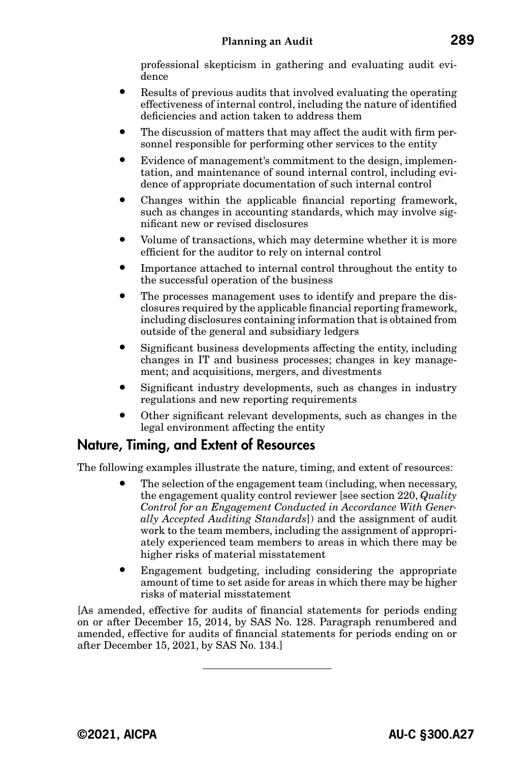professional skepticism in gathering and evaluating audit evidence

- Results of previous audits that involved evaluating the operating effectiveness of internal control, including the nature of identified deficiencies and action taken to address them
- The discussion of matters that may affect the audit with firm personnel responsible for performing other services to the entity
- Evidence of management's commitment to the design, implementation, and maintenance of sound internal control, including evidence of appropriate documentation of such internal control
- Changes within the applicable financial reporting framework, such as changes in accounting standards, which may involve significant new or revised disclosures
- Volume of transactions, which may determine whether it is more efficient for the auditor to rely on internal control
- Importance attached to internal control throughout the entity to the successful operation of the business
- The processes management uses to identify and prepare the disclosures required by the applicable financial reporting framework, including disclosures containing information that is obtained from outside of the general and subsidiary ledgers
- Significant business developments affecting the entity, including changes in IT and business processes; changes in key management; and acquisitions, mergers, and divestments
- Significant industry developments, such as changes in industry regulations and new reporting requirements
- Other significant relevant developments, such as changes in the legal environment affecting the entity

## Nature, Timing, and Extent of Resources

The following examples illustrate the nature, timing, and extent of resources:

- The selection of the engagement team (including, when necessary, the engagement quality control reviewer [see section 220, *Quality Control for an Engagement Conducted in Accordance With Generally Accepted Auditing Standards*]) and the assignment of audit work to the team members, including the assignment of appropriately experienced team members to areas in which there may be higher risks of material misstatement
- Engagement budgeting, including considering the appropriate amount of time to set aside for areas in which there may be higher risks of material misstatement

[As amended, effective for audits of financial statements for periods ending on or after December 15, 2014, by SAS No. 128. Paragraph renumbered and amended, effective for audits of financial statements for periods ending on or after December 15, 2021, by SAS No. 134.]